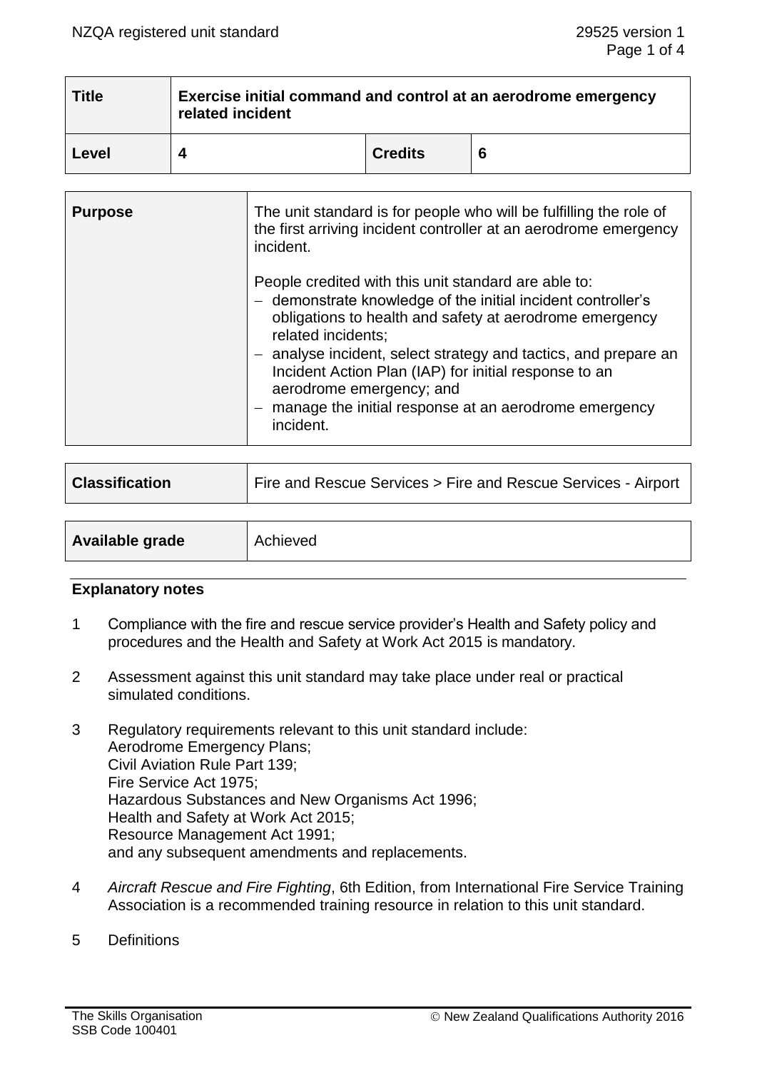| Title | Exercise initial command and control at an aerodrome emergency related incident | | |
|---|---|---|---|
| Level | 4 | Credits | 6 |

| Purpose | The unit standard is for people who will be fulfilling the role of the first arriving incident controller at an aerodrome emergency incident.<br><br>People credited with this unit standard are able to:<br>– demonstrate knowledge of the initial incident controller's obligations to health and safety at aerodrome emergency related incidents;<br>– analyse incident, select strategy and tactics, and prepare an Incident Action Plan (IAP) for initial response to an aerodrome emergency; and<br>– manage the initial response at an aerodrome emergency incident. |
|---|---|

| Classification | Fire and Rescue Services > Fire and Rescue Services - Airport |
|---|---|

| Available grade | Achieved |
|---|---|

**Explanatory notes**

1 Compliance with the fire and rescue service provider's Health and Safety policy and procedures and the Health and Safety at Work Act 2015 is mandatory.

2 Assessment against this unit standard may take place under real or practical simulated conditions.

3 Regulatory requirements relevant to this unit standard include:
Aerodrome Emergency Plans;
Civil Aviation Rule Part 139;
Fire Service Act 1975;
Hazardous Substances and New Organisms Act 1996;
Health and Safety at Work Act 2015;
Resource Management Act 1991;
and any subsequent amendments and replacements.

4 *Aircraft Rescue and Fire Fighting*, 6th Edition, from International Fire Service Training Association is a recommended training resource in relation to this unit standard.

5 Definitions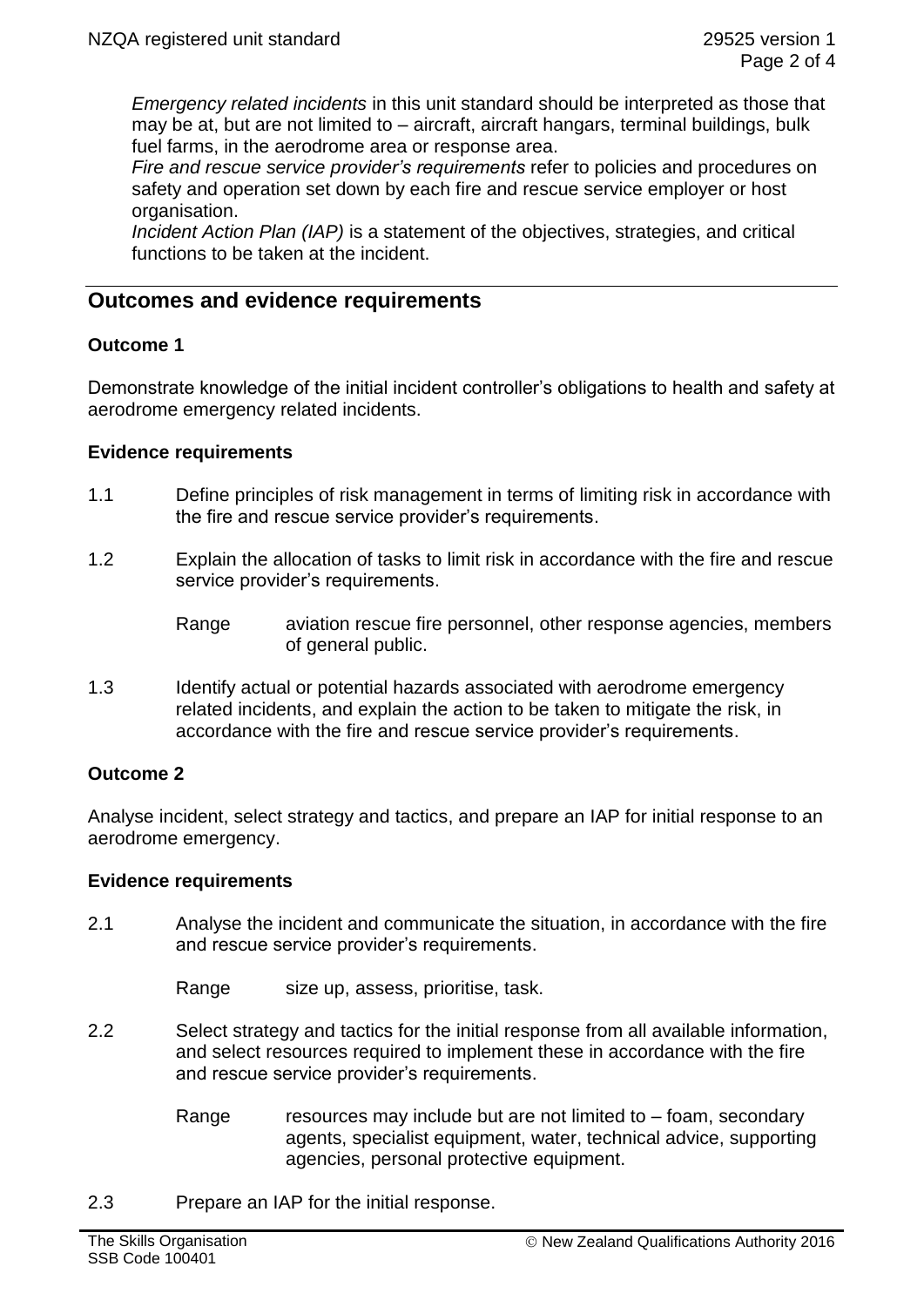*Emergency related incidents* in this unit standard should be interpreted as those that may be at, but are not limited to – aircraft, aircraft hangars, terminal buildings, bulk fuel farms, in the aerodrome area or response area.
*Fire and rescue service provider's requirements* refer to policies and procedures on safety and operation set down by each fire and rescue service employer or host organisation.
*Incident Action Plan (IAP)* is a statement of the objectives, strategies, and critical functions to be taken at the incident.

## Outcomes and evidence requirements

### Outcome 1

Demonstrate knowledge of the initial incident controller's obligations to health and safety at aerodrome emergency related incidents.

#### Evidence requirements

1.1 Define principles of risk management in terms of limiting risk in accordance with the fire and rescue service provider's requirements.

1.2 Explain the allocation of tasks to limit risk in accordance with the fire and rescue service provider's requirements.

Range aviation rescue fire personnel, other response agencies, members of general public.

1.3 Identify actual or potential hazards associated with aerodrome emergency related incidents, and explain the action to be taken to mitigate the risk, in accordance with the fire and rescue service provider's requirements.

### Outcome 2

Analyse incident, select strategy and tactics, and prepare an IAP for initial response to an aerodrome emergency.

#### Evidence requirements

2.1 Analyse the incident and communicate the situation, in accordance with the fire and rescue service provider's requirements.

Range size up, assess, prioritise, task.

2.2 Select strategy and tactics for the initial response from all available information, and select resources required to implement these in accordance with the fire and rescue service provider's requirements.

Range resources may include but are not limited to – foam, secondary agents, specialist equipment, water, technical advice, supporting agencies, personal protective equipment.

2.3 Prepare an IAP for the initial response.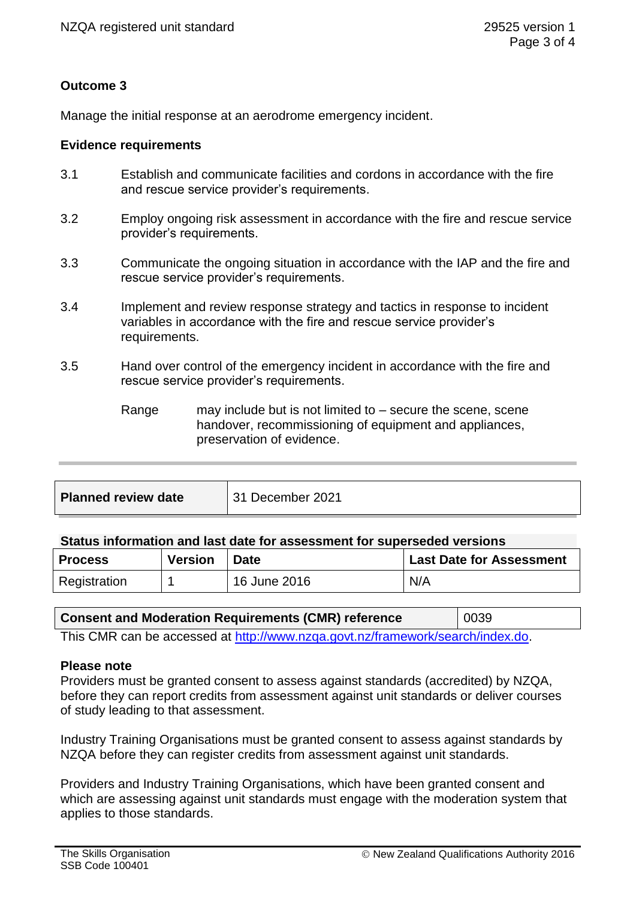**Outcome 3**

Manage the initial response at an aerodrome emergency incident.

**Evidence requirements**

3.1 Establish and communicate facilities and cordons in accordance with the fire and rescue service provider's requirements.

3.2 Employ ongoing risk assessment in accordance with the fire and rescue service provider's requirements.

3.3 Communicate the ongoing situation in accordance with the IAP and the fire and rescue service provider's requirements.

3.4 Implement and review response strategy and tactics in response to incident variables in accordance with the fire and rescue service provider's requirements.

3.5 Hand over control of the emergency incident in accordance with the fire and rescue service provider's requirements.

Range may include but is not limited to – secure the scene, scene handover, recommissioning of equipment and appliances, preservation of evidence.

| **Planned review date** | 31 December 2021 |
|---|---|

**Status information and last date for assessment for superseded versions**

| Process | Version | Date | Last Date for Assessment |
|---|---|---|---|
| Registration | 1 | 16 June 2016 | N/A |

| **Consent and Moderation Requirements (CMR) reference** | 0039 |
|---|---|

This CMR can be accessed at http://www.nzqa.govt.nz/framework/search/index.do.

**Please note**

Providers must be granted consent to assess against standards (accredited) by NZQA, before they can report credits from assessment against unit standards or deliver courses of study leading to that assessment.

Industry Training Organisations must be granted consent to assess against standards by NZQA before they can register credits from assessment against unit standards.

Providers and Industry Training Organisations, which have been granted consent and which are assessing against unit standards must engage with the moderation system that applies to those standards.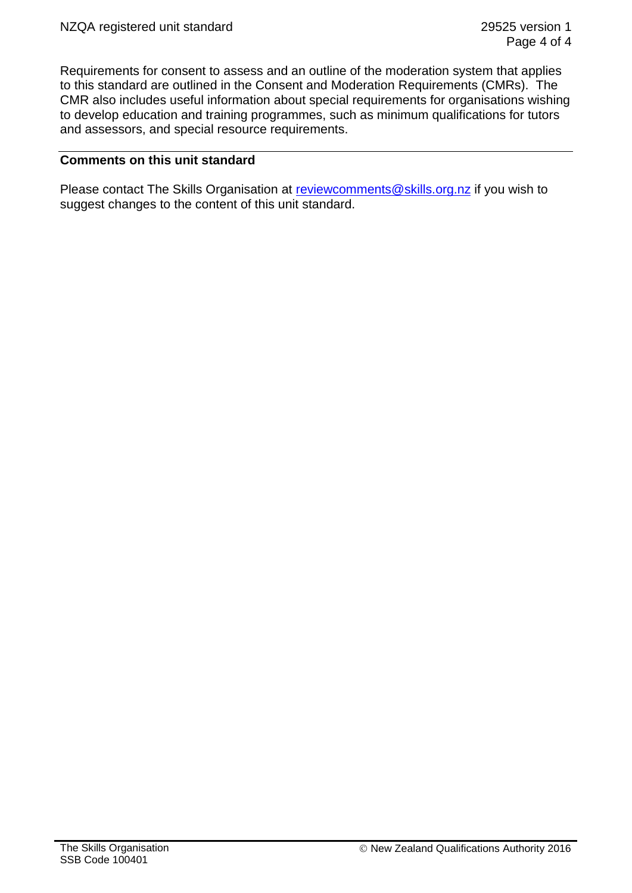Requirements for consent to assess and an outline of the moderation system that applies to this standard are outlined in the Consent and Moderation Requirements (CMRs). The CMR also includes useful information about special requirements for organisations wishing to develop education and training programmes, such as minimum qualifications for tutors and assessors, and special resource requirements.

**Comments on this unit standard**

Please contact The Skills Organisation at reviewcomments@skills.org.nz if you wish to suggest changes to the content of this unit standard.